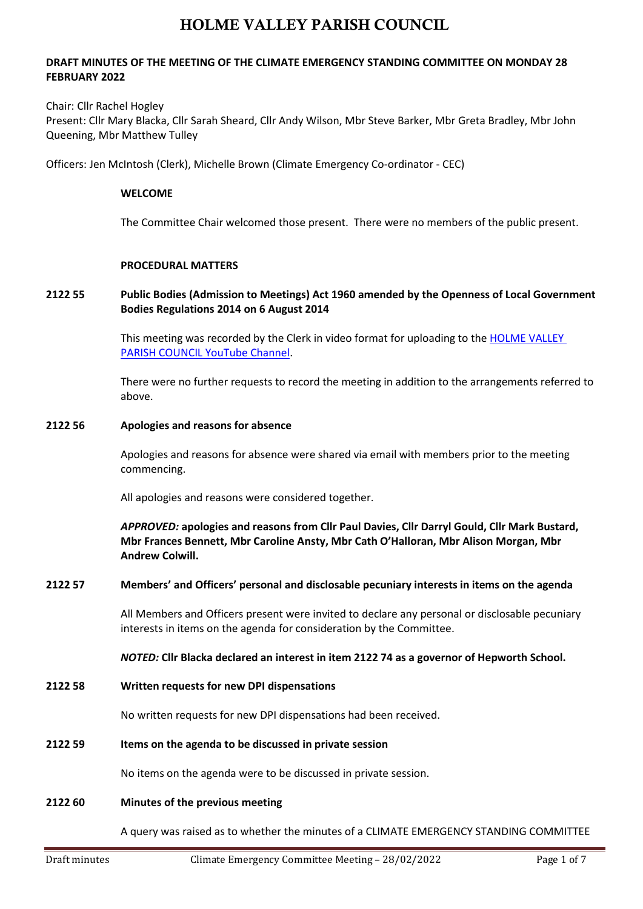# HOLME VALLEY PARISH COUNCIL

**DRAFT MINUTES OF THE MEETING OF THE CLIMATE EMERGENCY STANDING COMMITTEE ON MONDAY 28 FEBRUARY 2022**

Chair: Cllr Rachel Hogley
Present: Cllr Mary Blacka, Cllr Sarah Sheard, Cllr Andy Wilson, Mbr Steve Barker, Mbr Greta Bradley, Mbr John Queening, Mbr Matthew Tulley

Officers: Jen McIntosh (Clerk), Michelle Brown (Climate Emergency Co-ordinator - CEC)

**WELCOME**

The Committee Chair welcomed those present. There were no members of the public present.

**PROCEDURAL MATTERS**

**2122 55 Public Bodies (Admission to Meetings) Act 1960 amended by the Openness of Local Government Bodies Regulations 2014 on 6 August 2014**

This meeting was recorded by the Clerk in video format for uploading to the [HOLME VALLEY PARISH COUNCIL YouTube Channel]().

There were no further requests to record the meeting in addition to the arrangements referred to above.

**2122 56 Apologies and reasons for absence**

Apologies and reasons for absence were shared via email with members prior to the meeting commencing.

All apologies and reasons were considered together.

***APPROVED:*** **apologies and reasons from Cllr Paul Davies, Cllr Darryl Gould, Cllr Mark Bustard, Mbr Frances Bennett, Mbr Caroline Ansty, Mbr Cath O'Halloran, Mbr Alison Morgan, Mbr Andrew Colwill.**

**2122 57 Members' and Officers' personal and disclosable pecuniary interests in items on the agenda**

All Members and Officers present were invited to declare any personal or disclosable pecuniary interests in items on the agenda for consideration by the Committee.

***NOTED:*** **Cllr Blacka declared an interest in item 2122 74 as a governor of Hepworth School.**

**2122 58 Written requests for new DPI dispensations**

No written requests for new DPI dispensations had been received.

**2122 59 Items on the agenda to be discussed in private session**

No items on the agenda were to be discussed in private session.

**2122 60 Minutes of the previous meeting**

A query was raised as to whether the minutes of a CLIMATE EMERGENCY STANDING COMMITTEE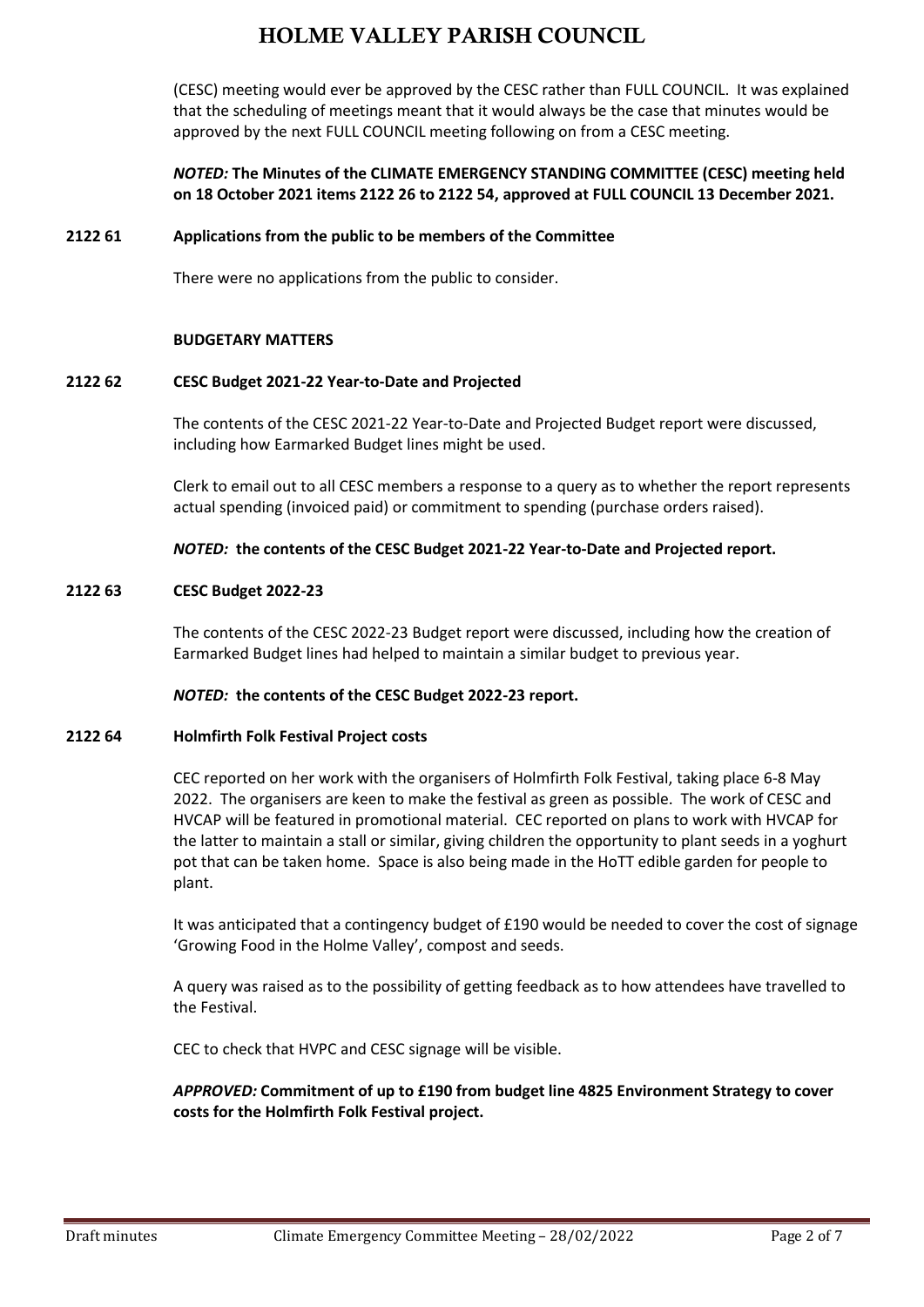(CESC) meeting would ever be approved by the CESC rather than FULL COUNCIL. It was explained that the scheduling of meetings meant that it would always be the case that minutes would be approved by the next FULL COUNCIL meeting following on from a CESC meeting.

***NOTED:*** **The Minutes of the CLIMATE EMERGENCY STANDING COMMITTEE (CESC) meeting held on 18 October 2021 items 2122 26 to 2122 54, approved at FULL COUNCIL 13 December 2021.**

**2122 61 Applications from the public to be members of the Committee**

There were no applications from the public to consider.

**BUDGETARY MATTERS**

**2122 62 CESC Budget 2021-22 Year-to-Date and Projected**

The contents of the CESC 2021-22 Year-to-Date and Projected Budget report were discussed, including how Earmarked Budget lines might be used.

Clerk to email out to all CESC members a response to a query as to whether the report represents actual spending (invoiced paid) or commitment to spending (purchase orders raised).

***NOTED:*** **the contents of the CESC Budget 2021-22 Year-to-Date and Projected report.**

**2122 63 CESC Budget 2022-23**

The contents of the CESC 2022-23 Budget report were discussed, including how the creation of Earmarked Budget lines had helped to maintain a similar budget to previous year.

***NOTED:*** **the contents of the CESC Budget 2022-23 report.**

**2122 64 Holmfirth Folk Festival Project costs**

CEC reported on her work with the organisers of Holmfirth Folk Festival, taking place 6-8 May 2022. The organisers are keen to make the festival as green as possible. The work of CESC and HVCAP will be featured in promotional material. CEC reported on plans to work with HVCAP for the latter to maintain a stall or similar, giving children the opportunity to plant seeds in a yoghurt pot that can be taken home. Space is also being made in the HoTT edible garden for people to plant.

It was anticipated that a contingency budget of £190 would be needed to cover the cost of signage 'Growing Food in the Holme Valley', compost and seeds.

A query was raised as to the possibility of getting feedback as to how attendees have travelled to the Festival.

CEC to check that HVPC and CESC signage will be visible.

***APPROVED:*** **Commitment of up to £190 from budget line 4825 Environment Strategy to cover costs for the Holmfirth Folk Festival project.**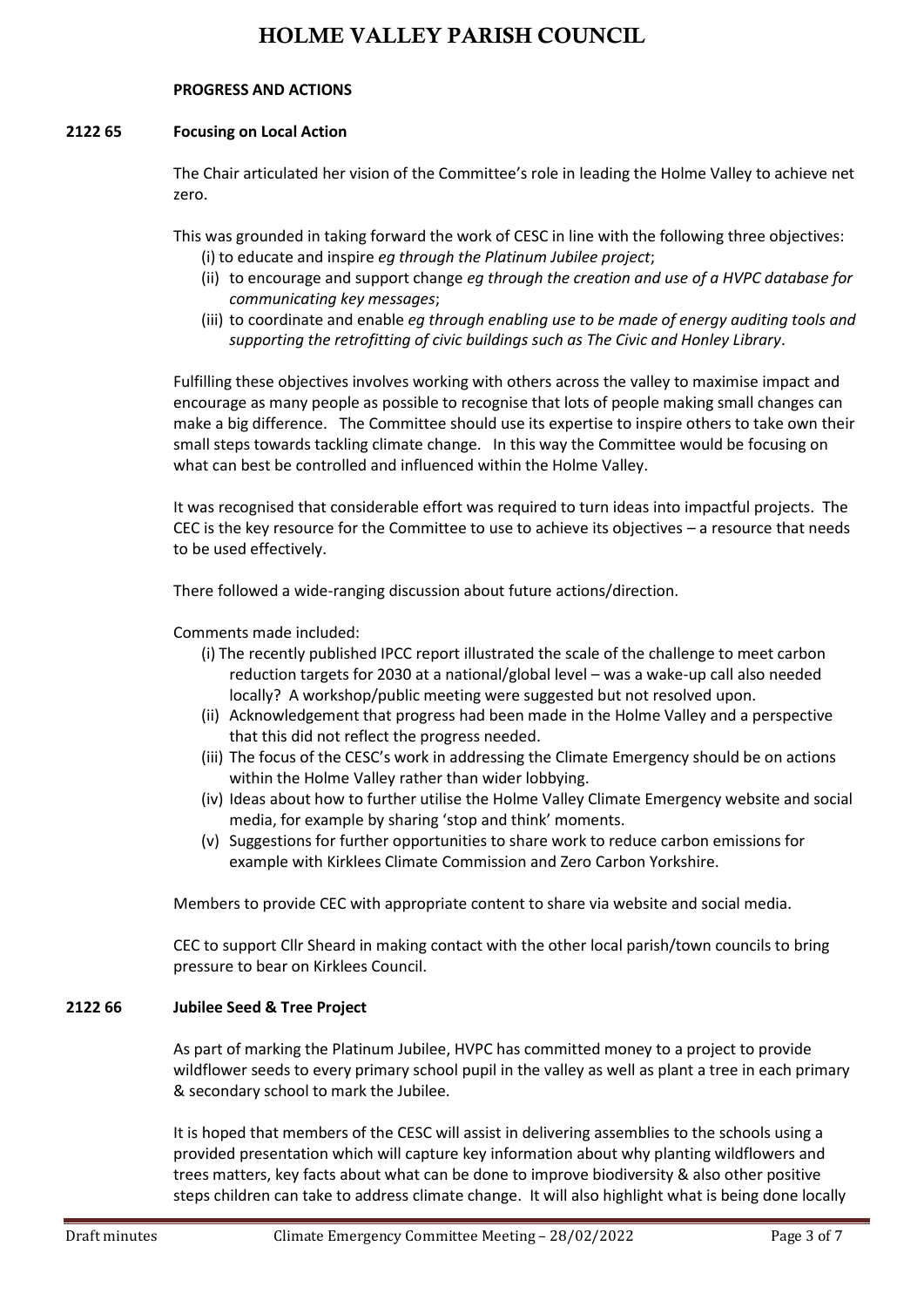**PROGRESS AND ACTIONS**

**2122 65 Focusing on Local Action**

The Chair articulated her vision of the Committee's role in leading the Holme Valley to achieve net zero.

This was grounded in taking forward the work of CESC in line with the following three objectives:

(i) to educate and inspire *eg through the Platinum Jubilee project*;

(ii) to encourage and support change *eg through the creation and use of a HVPC database for communicating key messages*;

(iii) to coordinate and enable *eg through enabling use to be made of energy auditing tools and supporting the retrofitting of civic buildings such as The Civic and Honley Library*.

Fulfilling these objectives involves working with others across the valley to maximise impact and encourage as many people as possible to recognise that lots of people making small changes can make a big difference. The Committee should use its expertise to inspire others to take own their small steps towards tackling climate change. In this way the Committee would be focusing on what can best be controlled and influenced within the Holme Valley.

It was recognised that considerable effort was required to turn ideas into impactful projects. The CEC is the key resource for the Committee to use to achieve its objectives – a resource that needs to be used effectively.

There followed a wide-ranging discussion about future actions/direction.

Comments made included:

(i) The recently published IPCC report illustrated the scale of the challenge to meet carbon reduction targets for 2030 at a national/global level – was a wake-up call also needed locally? A workshop/public meeting were suggested but not resolved upon.

(ii) Acknowledgement that progress had been made in the Holme Valley and a perspective that this did not reflect the progress needed.

(iii) The focus of the CESC's work in addressing the Climate Emergency should be on actions within the Holme Valley rather than wider lobbying.

(iv) Ideas about how to further utilise the Holme Valley Climate Emergency website and social media, for example by sharing 'stop and think' moments.

(v) Suggestions for further opportunities to share work to reduce carbon emissions for example with Kirklees Climate Commission and Zero Carbon Yorkshire.

Members to provide CEC with appropriate content to share via website and social media.

CEC to support Cllr Sheard in making contact with the other local parish/town councils to bring pressure to bear on Kirklees Council.

**2122 66 Jubilee Seed & Tree Project**

As part of marking the Platinum Jubilee, HVPC has committed money to a project to provide wildflower seeds to every primary school pupil in the valley as well as plant a tree in each primary & secondary school to mark the Jubilee.

It is hoped that members of the CESC will assist in delivering assemblies to the schools using a provided presentation which will capture key information about why planting wildflowers and trees matters, key facts about what can be done to improve biodiversity & also other positive steps children can take to address climate change. It will also highlight what is being done locally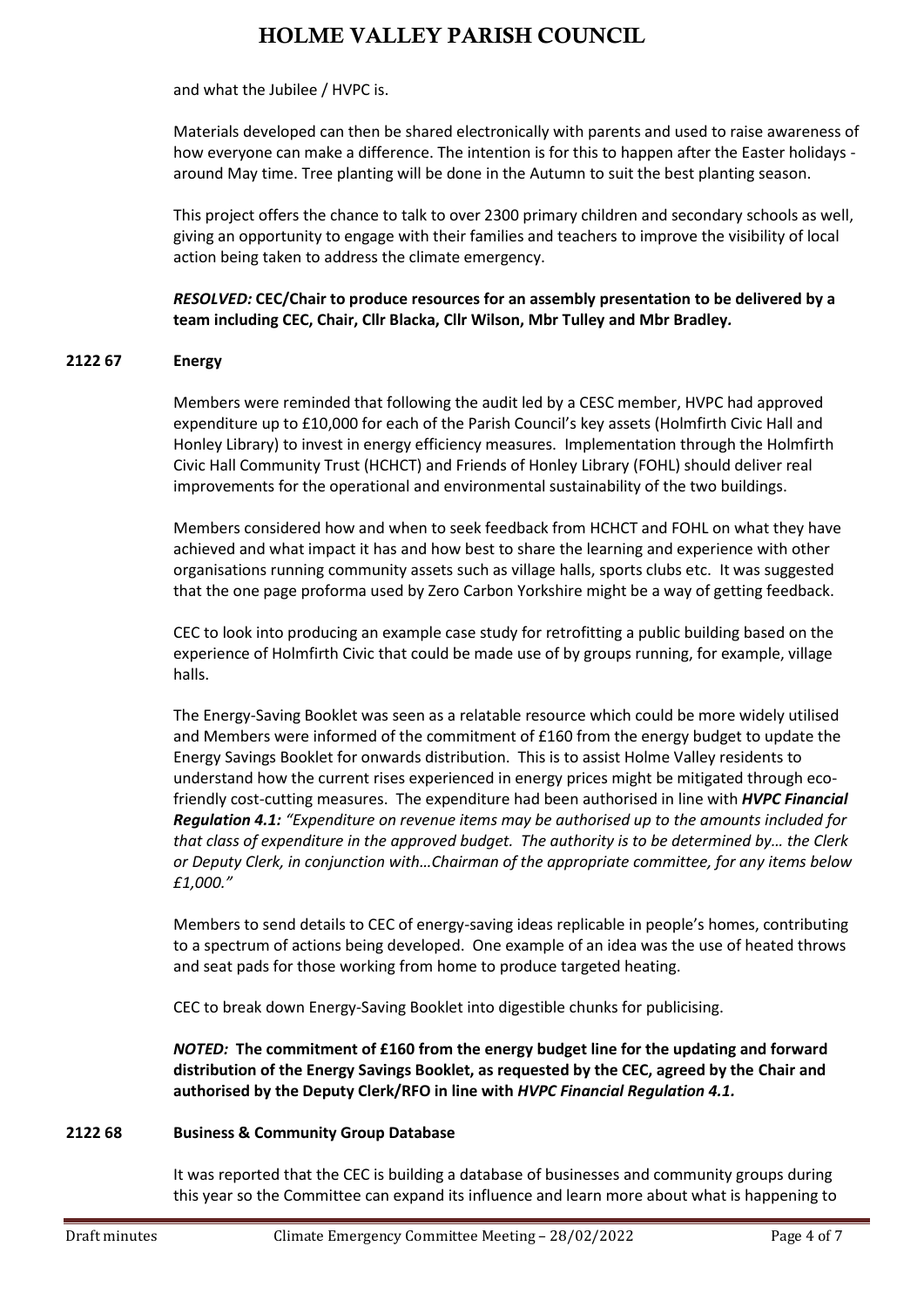and what the Jubilee / HVPC is.

Materials developed can then be shared electronically with parents and used to raise awareness of how everyone can make a difference. The intention is for this to happen after the Easter holidays - around May time. Tree planting will be done in the Autumn to suit the best planting season.

This project offers the chance to talk to over 2300 primary children and secondary schools as well, giving an opportunity to engage with their families and teachers to improve the visibility of local action being taken to address the climate emergency.

***RESOLVED:*** **CEC/Chair to produce resources for an assembly presentation to be delivered by a team including CEC, Chair, Cllr Blacka, Cllr Wilson, Mbr Tulley and Mbr Bradley.**

## 2122 67 Energy

Members were reminded that following the audit led by a CESC member, HVPC had approved expenditure up to £10,000 for each of the Parish Council's key assets (Holmfirth Civic Hall and Honley Library) to invest in energy efficiency measures. Implementation through the Holmfirth Civic Hall Community Trust (HCHCT) and Friends of Honley Library (FOHL) should deliver real improvements for the operational and environmental sustainability of the two buildings.

Members considered how and when to seek feedback from HCHCT and FOHL on what they have achieved and what impact it has and how best to share the learning and experience with other organisations running community assets such as village halls, sports clubs etc. It was suggested that the one page proforma used by Zero Carbon Yorkshire might be a way of getting feedback.

CEC to look into producing an example case study for retrofitting a public building based on the experience of Holmfirth Civic that could be made use of by groups running, for example, village halls.

The Energy-Saving Booklet was seen as a relatable resource which could be more widely utilised and Members were informed of the commitment of £160 from the energy budget to update the Energy Savings Booklet for onwards distribution. This is to assist Holme Valley residents to understand how the current rises experienced in energy prices might be mitigated through eco-friendly cost-cutting measures. The expenditure had been authorised in line with ***HVPC Financial Regulation 4.1:*** *"Expenditure on revenue items may be authorised up to the amounts included for that class of expenditure in the approved budget. The authority is to be determined by… the Clerk or Deputy Clerk, in conjunction with…Chairman of the appropriate committee, for any items below £1,000."*

Members to send details to CEC of energy-saving ideas replicable in people's homes, contributing to a spectrum of actions being developed. One example of an idea was the use of heated throws and seat pads for those working from home to produce targeted heating.

CEC to break down Energy-Saving Booklet into digestible chunks for publicising.

***NOTED:*** **The commitment of £160 from the energy budget line for the updating and forward distribution of the Energy Savings Booklet, as requested by the CEC, agreed by the Chair and authorised by the Deputy Clerk/RFO in line with *HVPC Financial Regulation 4.1.***

## 2122 68 Business & Community Group Database

It was reported that the CEC is building a database of businesses and community groups during this year so the Committee can expand its influence and learn more about what is happening to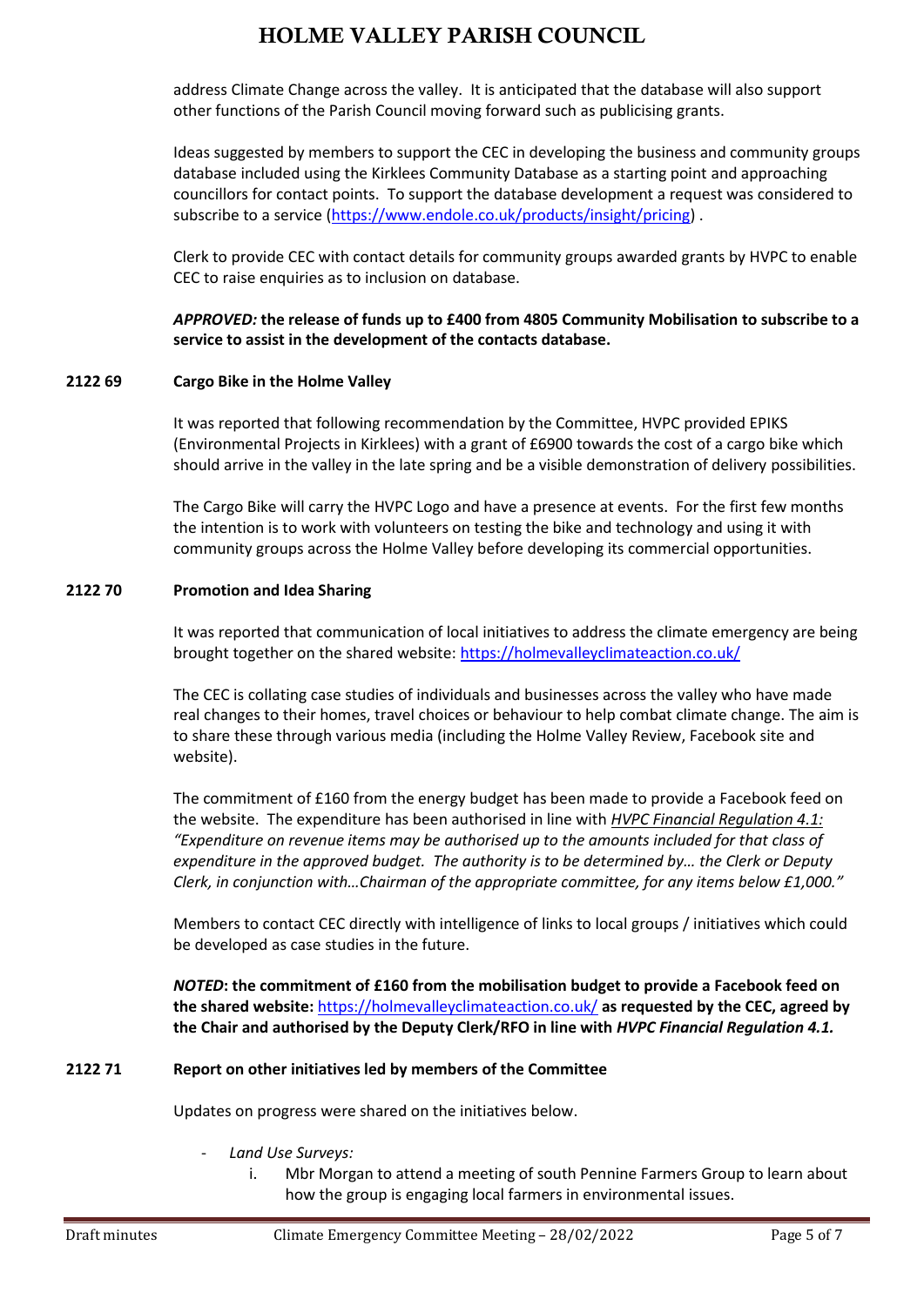address Climate Change across the valley. It is anticipated that the database will also support other functions of the Parish Council moving forward such as publicising grants.

Ideas suggested by members to support the CEC in developing the business and community groups database included using the Kirklees Community Database as a starting point and approaching councillors for contact points. To support the database development a request was considered to subscribe to a service (https://www.endole.co.uk/products/insight/pricing) .

Clerk to provide CEC with contact details for community groups awarded grants by HVPC to enable CEC to raise enquiries as to inclusion on database.

***APPROVED:*** **the release of funds up to £400 from 4805 Community Mobilisation to subscribe to a service to assist in the development of the contacts database.**

### 2122 69 Cargo Bike in the Holme Valley

It was reported that following recommendation by the Committee, HVPC provided EPIKS (Environmental Projects in Kirklees) with a grant of £6900 towards the cost of a cargo bike which should arrive in the valley in the late spring and be a visible demonstration of delivery possibilities.

The Cargo Bike will carry the HVPC Logo and have a presence at events. For the first few months the intention is to work with volunteers on testing the bike and technology and using it with community groups across the Holme Valley before developing its commercial opportunities.

### 2122 70 Promotion and Idea Sharing

It was reported that communication of local initiatives to address the climate emergency are being brought together on the shared website: https://holmevalleyclimateaction.co.uk/

The CEC is collating case studies of individuals and businesses across the valley who have made real changes to their homes, travel choices or behaviour to help combat climate change. The aim is to share these through various media (including the Holme Valley Review, Facebook site and website).

The commitment of £160 from the energy budget has been made to provide a Facebook feed on the website. The expenditure has been authorised in line with *HVPC Financial Regulation 4.1: "Expenditure on revenue items may be authorised up to the amounts included for that class of expenditure in the approved budget. The authority is to be determined by… the Clerk or Deputy Clerk, in conjunction with…Chairman of the appropriate committee, for any items below £1,000."*

Members to contact CEC directly with intelligence of links to local groups / initiatives which could be developed as case studies in the future.

***NOTED*****: the commitment of £160 from the mobilisation budget to provide a Facebook feed on the shared website:** https://holmevalleyclimateaction.co.uk/ **as requested by the CEC, agreed by the Chair and authorised by the Deputy Clerk/RFO in line with *HVPC Financial Regulation 4.1.***

### 2122 71 Report on other initiatives led by members of the Committee

Updates on progress were shared on the initiatives below.

- *Land Use Surveys:*
  i. Mbr Morgan to attend a meeting of south Pennine Farmers Group to learn about how the group is engaging local farmers in environmental issues.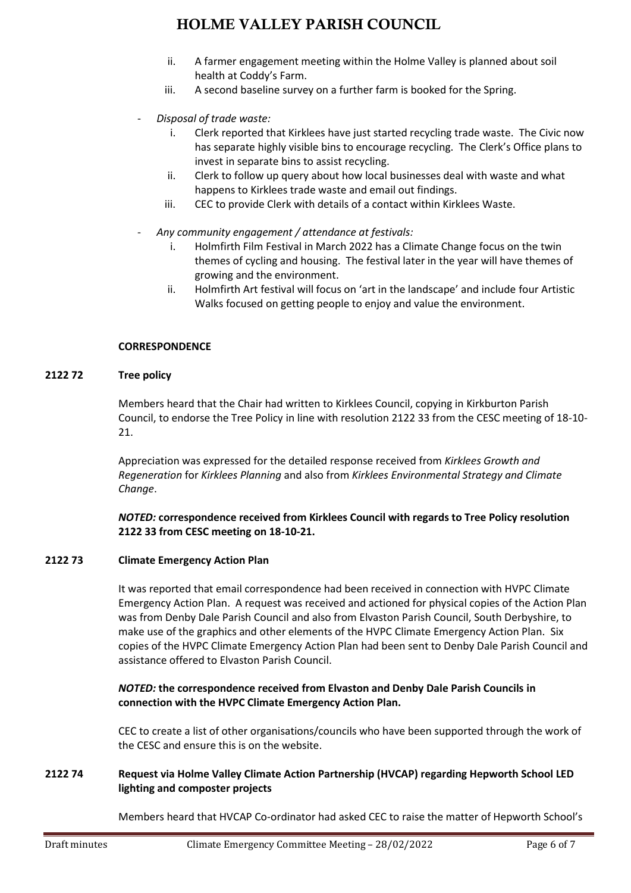ii. A farmer engagement meeting within the Holme Valley is planned about soil health at Coddy's Farm.
iii. A second baseline survey on a further farm is booked for the Spring.

- *Disposal of trade waste:*
  i. Clerk reported that Kirklees have just started recycling trade waste. The Civic now has separate highly visible bins to encourage recycling. The Clerk's Office plans to invest in separate bins to assist recycling.
  ii. Clerk to follow up query about how local businesses deal with waste and what happens to Kirklees trade waste and email out findings.
  iii. CEC to provide Clerk with details of a contact within Kirklees Waste.

- *Any community engagement / attendance at festivals:*
  i. Holmfirth Film Festival in March 2022 has a Climate Change focus on the twin themes of cycling and housing. The festival later in the year will have themes of growing and the environment.
  ii. Holmfirth Art festival will focus on 'art in the landscape' and include four Artistic Walks focused on getting people to enjoy and value the environment.

**CORRESPONDENCE**

**2122 72 Tree policy**

Members heard that the Chair had written to Kirklees Council, copying in Kirkburton Parish Council, to endorse the Tree Policy in line with resolution 2122 33 from the CESC meeting of 18-10-21.

Appreciation was expressed for the detailed response received from *Kirklees Growth and Regeneration* for *Kirklees Planning* and also from *Kirklees Environmental Strategy and Climate Change*.

***NOTED:*** **correspondence received from Kirklees Council with regards to Tree Policy resolution 2122 33 from CESC meeting on 18-10-21.**

**2122 73 Climate Emergency Action Plan**

It was reported that email correspondence had been received in connection with HVPC Climate Emergency Action Plan. A request was received and actioned for physical copies of the Action Plan was from Denby Dale Parish Council and also from Elvaston Parish Council, South Derbyshire, to make use of the graphics and other elements of the HVPC Climate Emergency Action Plan. Six copies of the HVPC Climate Emergency Action Plan had been sent to Denby Dale Parish Council and assistance offered to Elvaston Parish Council.

***NOTED:*** **the correspondence received from Elvaston and Denby Dale Parish Councils in connection with the HVPC Climate Emergency Action Plan.**

CEC to create a list of other organisations/councils who have been supported through the work of the CESC and ensure this is on the website.

**2122 74 Request via Holme Valley Climate Action Partnership (HVCAP) regarding Hepworth School LED lighting and composter projects**

Members heard that HVCAP Co-ordinator had asked CEC to raise the matter of Hepworth School's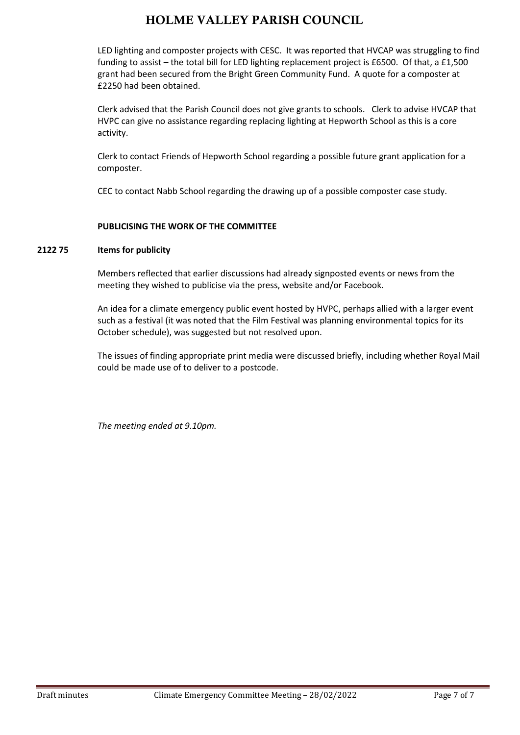LED lighting and composter projects with CESC. It was reported that HVCAP was struggling to find funding to assist – the total bill for LED lighting replacement project is £6500. Of that, a £1,500 grant had been secured from the Bright Green Community Fund. A quote for a composter at £2250 had been obtained.

Clerk advised that the Parish Council does not give grants to schools. Clerk to advise HVCAP that HVPC can give no assistance regarding replacing lighting at Hepworth School as this is a core activity.

Clerk to contact Friends of Hepworth School regarding a possible future grant application for a composter.

CEC to contact Nabb School regarding the drawing up of a possible composter case study.

**PUBLICISING THE WORK OF THE COMMITTEE**

**2122 75 Items for publicity**

Members reflected that earlier discussions had already signposted events or news from the meeting they wished to publicise via the press, website and/or Facebook.

An idea for a climate emergency public event hosted by HVPC, perhaps allied with a larger event such as a festival (it was noted that the Film Festival was planning environmental topics for its October schedule), was suggested but not resolved upon.

The issues of finding appropriate print media were discussed briefly, including whether Royal Mail could be made use of to deliver to a postcode.

*The meeting ended at 9.10pm.*